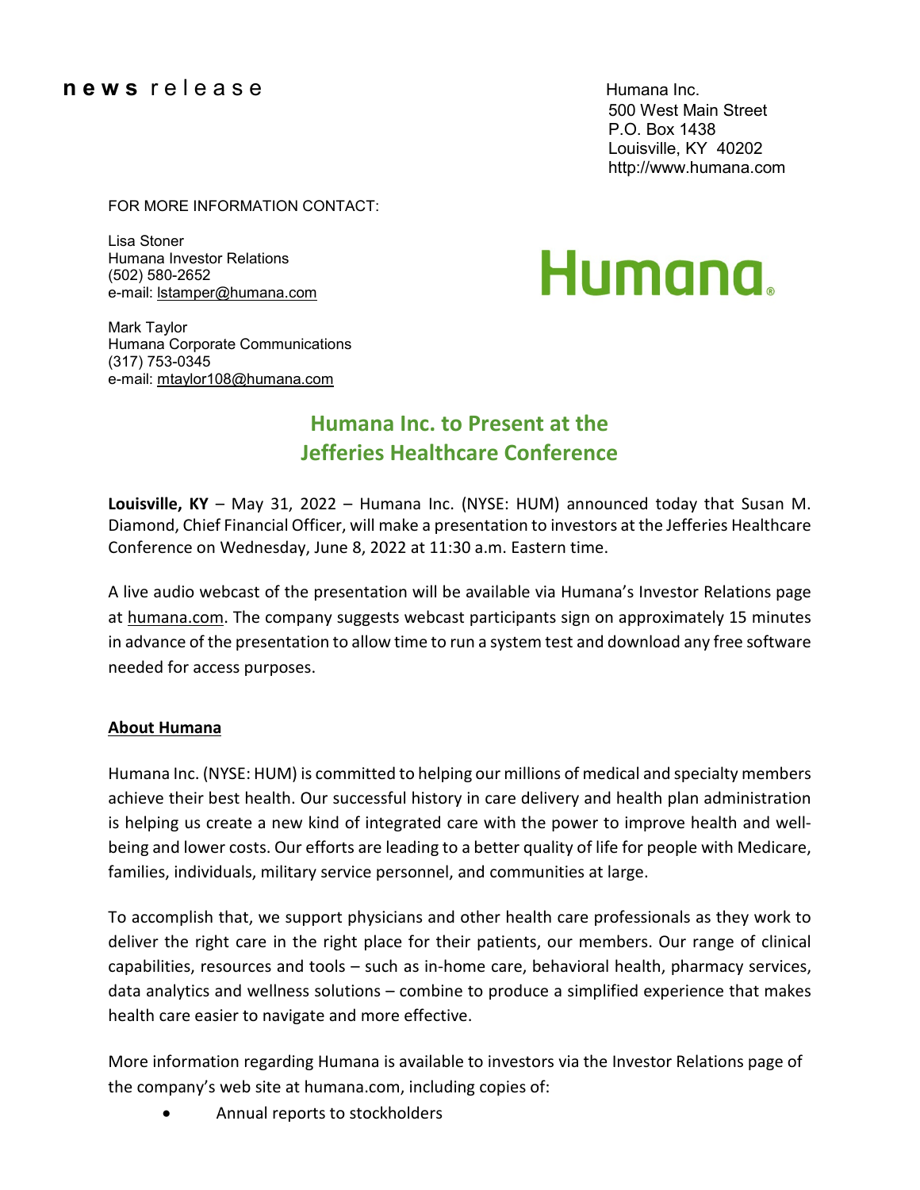**news** release

Humana Inc.
500 West Main Street
P.O. Box 1438
Louisville, KY 40202
http://www.humana.com

FOR MORE INFORMATION CONTACT:

Lisa Stoner
Humana Investor Relations
(502) 580-2652
e-mail: lstamper@humana.com

Mark Taylor
Humana Corporate Communications
(317) 753-0345
e-mail: mtaylor108@humana.com

Humana

# Humana Inc. to Present at the Jefferies Healthcare Conference

**Louisville, KY** – May 31, 2022 – Humana Inc. (NYSE: HUM) announced today that Susan M. Diamond, Chief Financial Officer, will make a presentation to investors at the Jefferies Healthcare Conference on Wednesday, June 8, 2022 at 11:30 a.m. Eastern time.

A live audio webcast of the presentation will be available via Humana's Investor Relations page at humana.com. The company suggests webcast participants sign on approximately 15 minutes in advance of the presentation to allow time to run a system test and download any free software needed for access purposes.

## About Humana

Humana Inc. (NYSE: HUM) is committed to helping our millions of medical and specialty members achieve their best health. Our successful history in care delivery and health plan administration is helping us create a new kind of integrated care with the power to improve health and well-being and lower costs. Our efforts are leading to a better quality of life for people with Medicare, families, individuals, military service personnel, and communities at large.

To accomplish that, we support physicians and other health care professionals as they work to deliver the right care in the right place for their patients, our members. Our range of clinical capabilities, resources and tools – such as in-home care, behavioral health, pharmacy services, data analytics and wellness solutions – combine to produce a simplified experience that makes health care easier to navigate and more effective.

More information regarding Humana is available to investors via the Investor Relations page of the company's web site at humana.com, including copies of:

- Annual reports to stockholders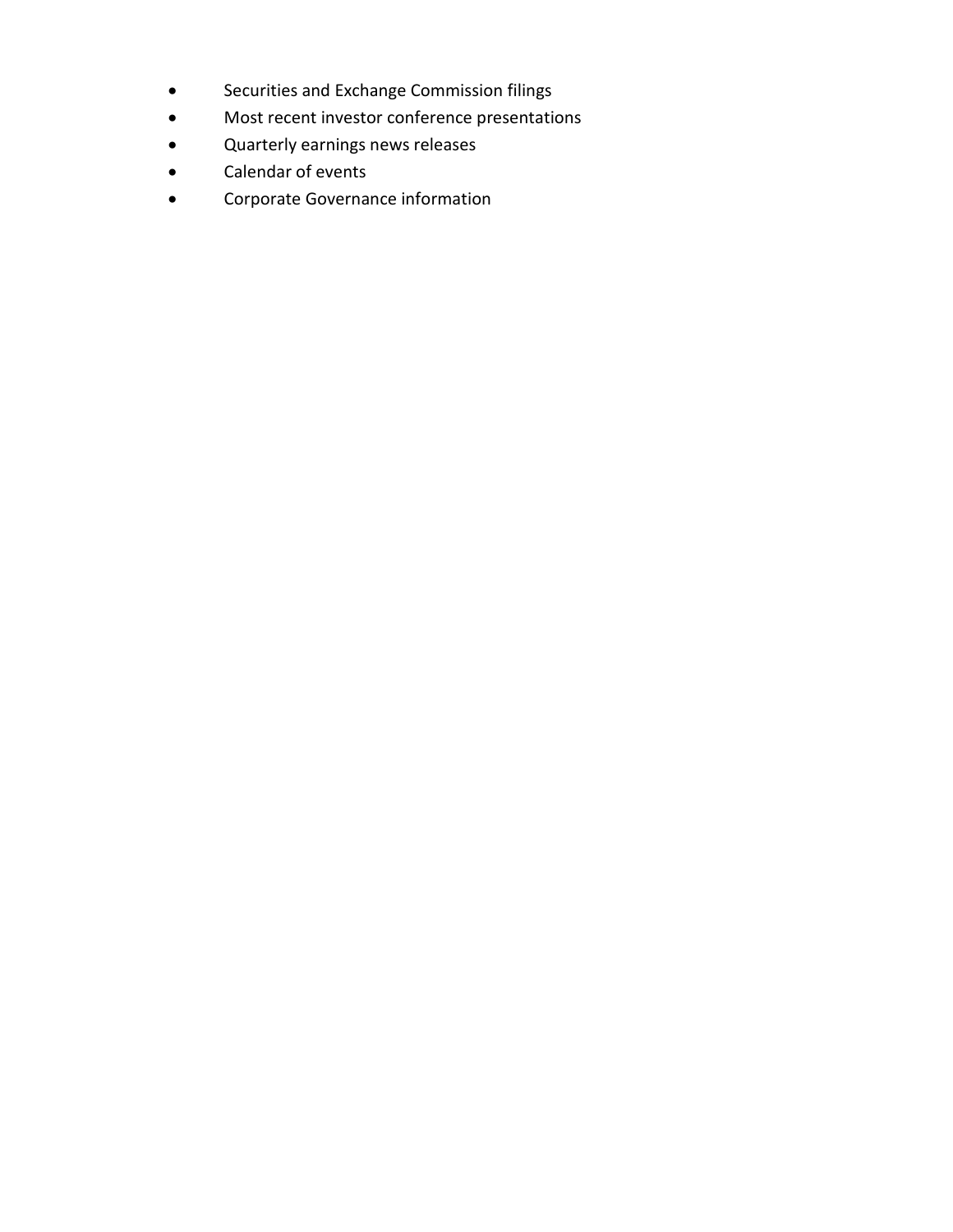- Securities and Exchange Commission filings
- Most recent investor conference presentations
- Quarterly earnings news releases
- Calendar of events
- Corporate Governance information